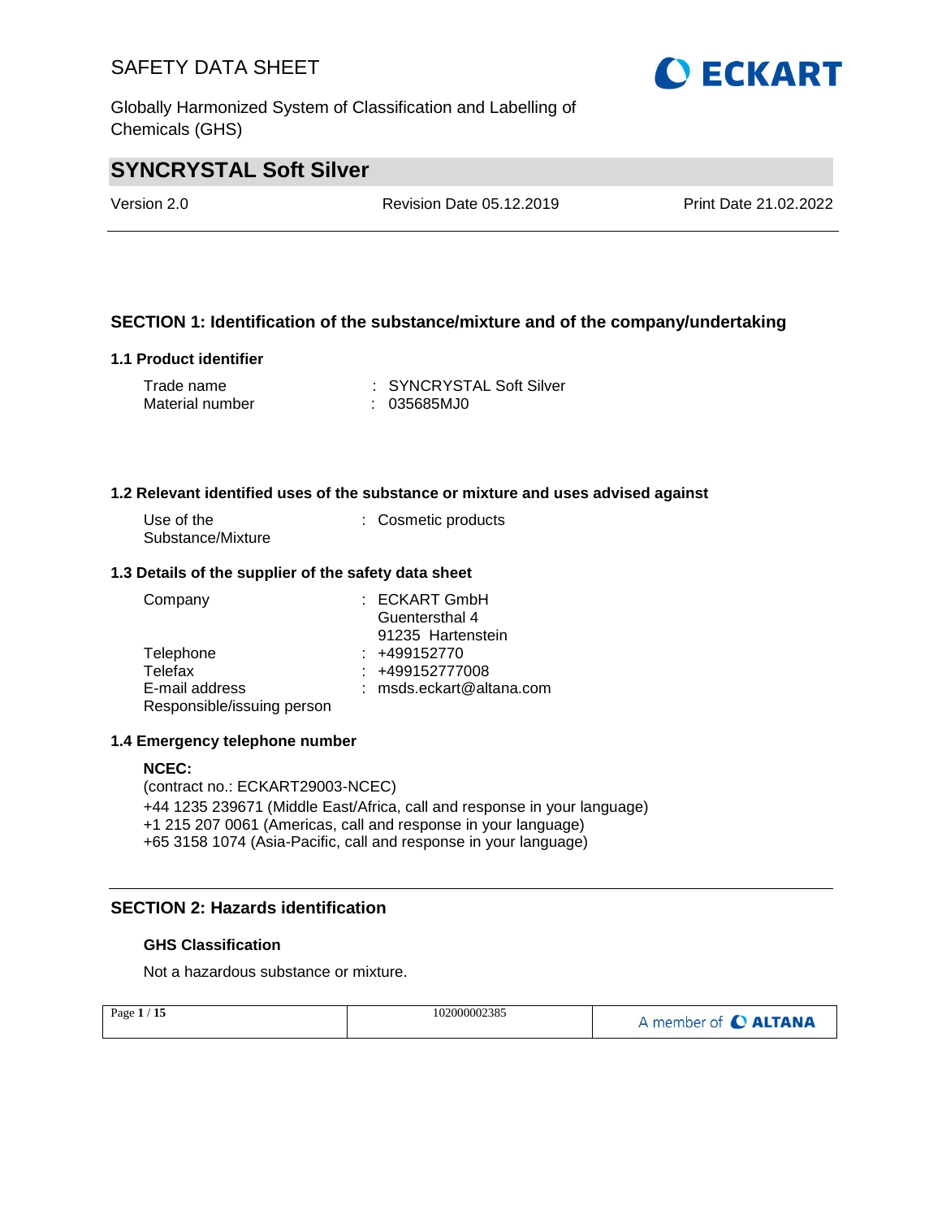# SAFETY DATA SHEET

Globally Harmonized System of Classification and Labelling of Chemicals (GHS)

## SYNCRYSTAL Soft Silver

Version 2.0 | Revision Date 05.12.2019 | Print Date 21.02.2022

### SECTION 1: Identification of the substance/mixture and of the company/undertaking

#### 1.1 Product identifier

| | |
|---|---|
| Trade name | : SYNCRYSTAL Soft Silver |
| Material number | : 035685MJ0 |

#### 1.2 Relevant identified uses of the substance or mixture and uses advised against

| | |
|---|---|
| Use of the Substance/Mixture | : Cosmetic products |

#### 1.3 Details of the supplier of the safety data sheet

| | |
|---|---|
| Company | : ECKART GmbH<br>Guentersthal 4<br>91235 Hartenstein |
| Telephone | : +499152770 |
| Telefax | : +499152777008 |
| E-mail address | : msds.eckart@altana.com |
| Responsible/issuing person | |

#### 1.4 Emergency telephone number

**NCEC:**
(contract no.: ECKART29003-NCEC)
+44 1235 239671 (Middle East/Africa, call and response in your language)
+1 215 207 0061 (Americas, call and response in your language)
+65 3158 1074 (Asia-Pacific, call and response in your language)

### SECTION 2: Hazards identification

**GHS Classification**

Not a hazardous substance or mixture.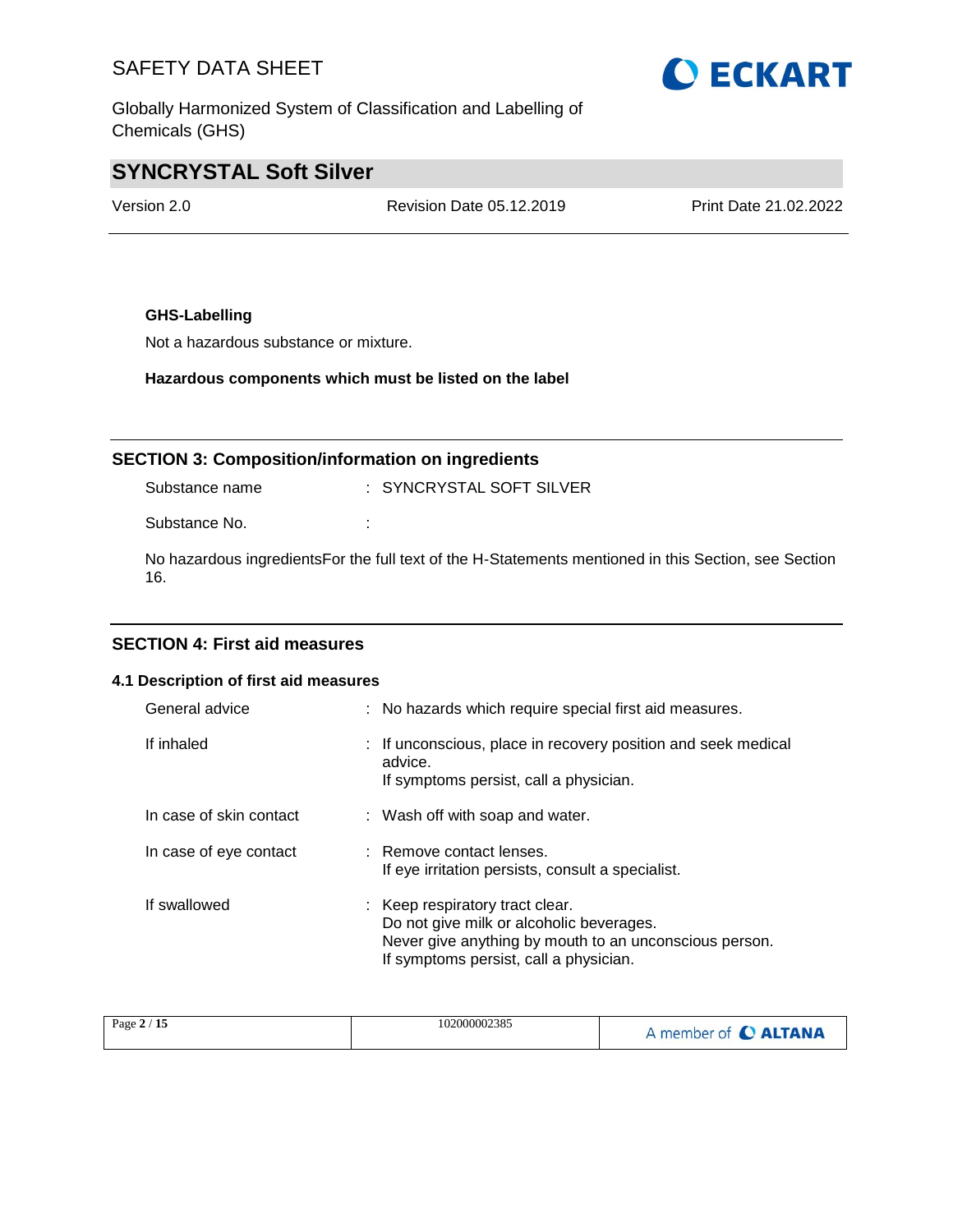**GHS-Labelling**

Not a hazardous substance or mixture.

**Hazardous components which must be listed on the label**

## SECTION 3: Composition/information on ingredients

Substance name : SYNCRYSTAL SOFT SILVER

Substance No. :

No hazardous ingredientsFor the full text of the H-Statements mentioned in this Section, see Section 16.

## SECTION 4: First aid measures

### 4.1 Description of first aid measures

| | |
|---|---|
| General advice | : No hazards which require special first aid measures. |
| If inhaled | : If unconscious, place in recovery position and seek medical advice.<br>If symptoms persist, call a physician. |
| In case of skin contact | : Wash off with soap and water. |
| In case of eye contact | : Remove contact lenses.<br>If eye irritation persists, consult a specialist. |
| If swallowed | : Keep respiratory tract clear.<br>Do not give milk or alcoholic beverages.<br>Never give anything by mouth to an unconscious person.<br>If symptoms persist, call a physician. |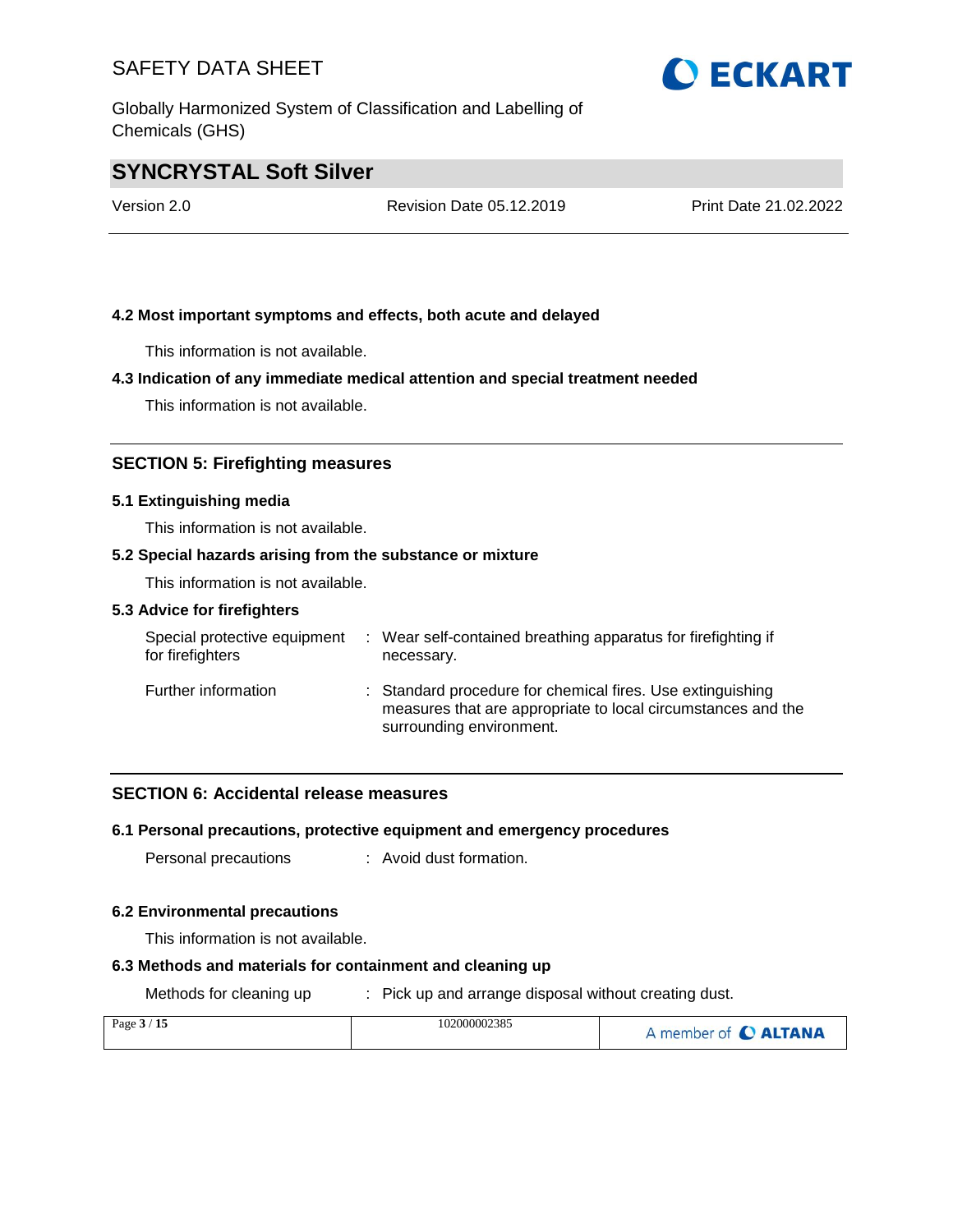### 4.2 Most important symptoms and effects, both acute and delayed

This information is not available.

### 4.3 Indication of any immediate medical attention and special treatment needed

This information is not available.

## SECTION 5: Firefighting measures

### 5.1 Extinguishing media

This information is not available.

### 5.2 Special hazards arising from the substance or mixture

This information is not available.

### 5.3 Advice for firefighters

| | |
|---|---|
| Special protective equipment for firefighters | : Wear self-contained breathing apparatus for firefighting if necessary. |
| Further information | : Standard procedure for chemical fires. Use extinguishing measures that are appropriate to local circumstances and the surrounding environment. |

## SECTION 6: Accidental release measures

### 6.1 Personal precautions, protective equipment and emergency procedures

| | |
|---|---|
| Personal precautions | : Avoid dust formation. |

### 6.2 Environmental precautions

This information is not available.

### 6.3 Methods and materials for containment and cleaning up

| | |
|---|---|
| Methods for cleaning up | : Pick up and arrange disposal without creating dust. |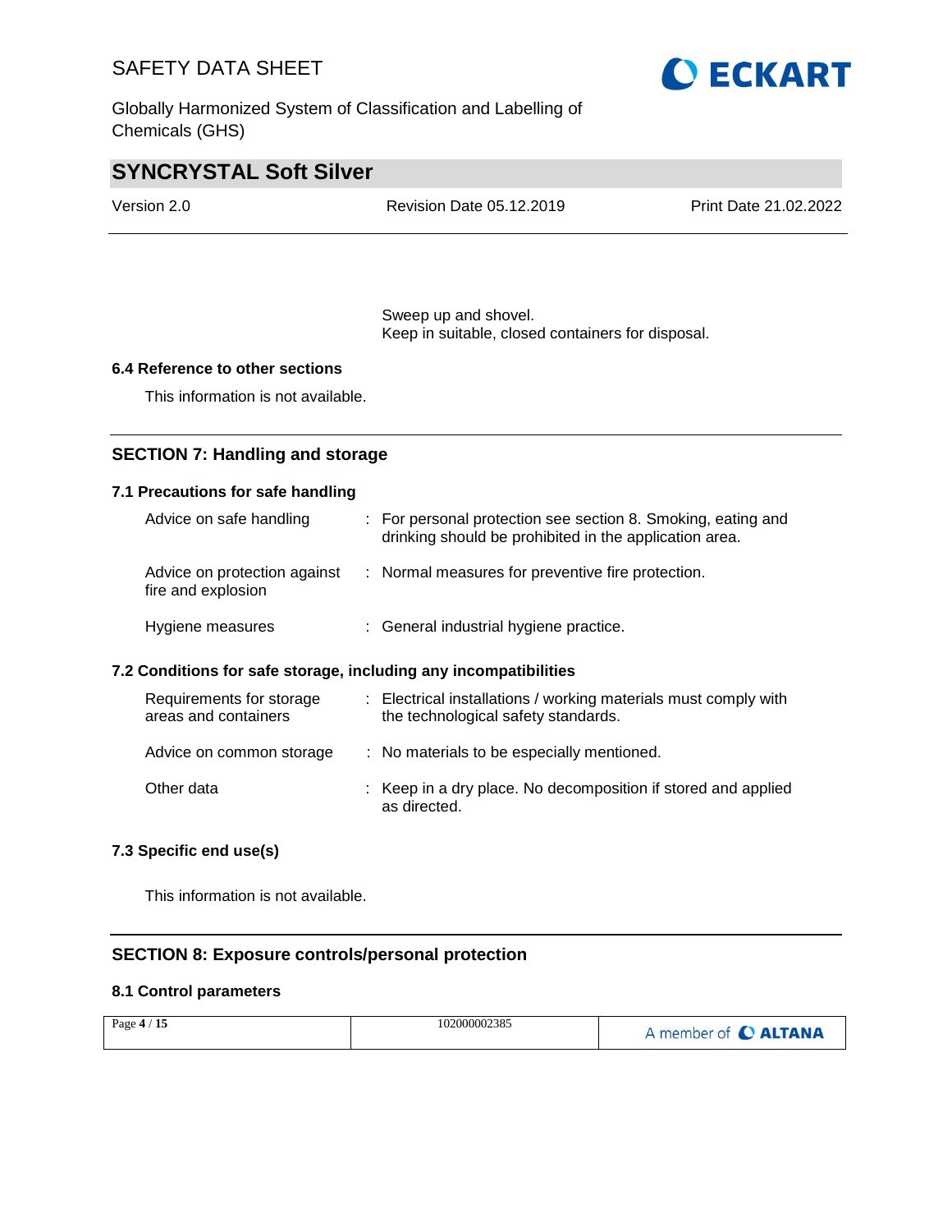Sweep up and shovel.
Keep in suitable, closed containers for disposal.

### 6.4 Reference to other sections

This information is not available.

## SECTION 7: Handling and storage

### 7.1 Precautions for safe handling

| | | |
|---|---|---|
| Advice on safe handling | : | For personal protection see section 8. Smoking, eating and drinking should be prohibited in the application area. |
| Advice on protection against fire and explosion | : | Normal measures for preventive fire protection. |
| Hygiene measures | : | General industrial hygiene practice. |

### 7.2 Conditions for safe storage, including any incompatibilities

| | | |
|---|---|---|
| Requirements for storage areas and containers | : | Electrical installations / working materials must comply with the technological safety standards. |
| Advice on common storage | : | No materials to be especially mentioned. |
| Other data | : | Keep in a dry place. No decomposition if stored and applied as directed. |

### 7.3 Specific end use(s)

This information is not available.

## SECTION 8: Exposure controls/personal protection

### 8.1 Control parameters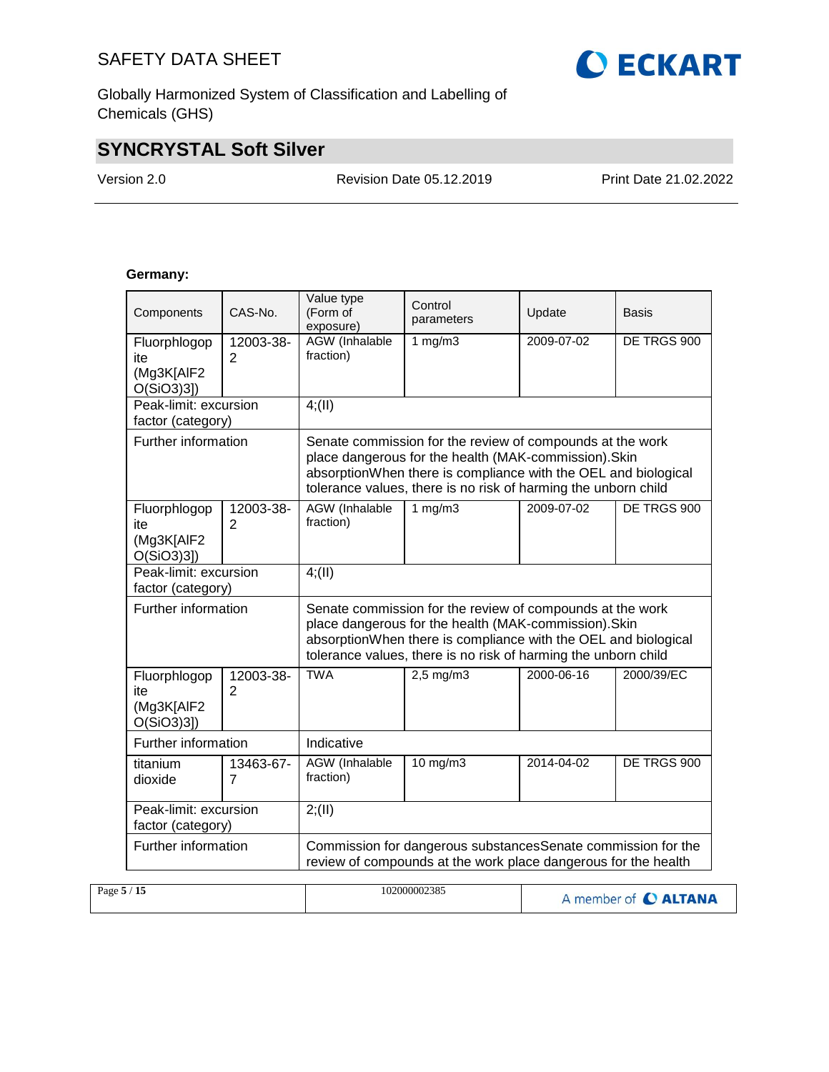**Germany:**

| Components | CAS-No. | Value type (Form of exposure) | Control parameters | Update | Basis |
|---|---|---|---|---|---|
| Fluorphlogopite ($Mg_3K[AlF_2O(SiO_3)_3]$) | 12003-38-2 | AGW (Inhalable fraction) | 1 mg/m3 | 2009-07-02 | DE TRGS 900 |
| Peak-limit: excursion factor (category) | | 4;(II) | | | |
| Further information | | Senate commission for the review of compounds at the work place dangerous for the health (MAK-commission).Skin absorptionWhen there is compliance with the OEL and biological tolerance values, there is no risk of harming the unborn child | | | |
| Fluorphlogopite ($Mg_3K[AlF_2O(SiO_3)_3]$) | 12003-38-2 | AGW (Inhalable fraction) | 1 mg/m3 | 2009-07-02 | DE TRGS 900 |
| Peak-limit: excursion factor (category) | | 4;(II) | | | |
| Further information | | Senate commission for the review of compounds at the work place dangerous for the health (MAK-commission).Skin absorptionWhen there is compliance with the OEL and biological tolerance values, there is no risk of harming the unborn child | | | |
| Fluorphlogopite ($Mg_3K[AlF_2O(SiO_3)_3]$) | 12003-38-2 | TWA | 2,5 mg/m3 | 2000-06-16 | 2000/39/EC |
| Further information | | Indicative | | | |
| titanium dioxide | 13463-67-7 | AGW (Inhalable fraction) | 10 mg/m3 | 2014-04-02 | DE TRGS 900 |
| Peak-limit: excursion factor (category) | | 2;(II) | | | |
| Further information | | Commission for dangerous substancesSenate commission for the review of compounds at the work place dangerous for the health | | | |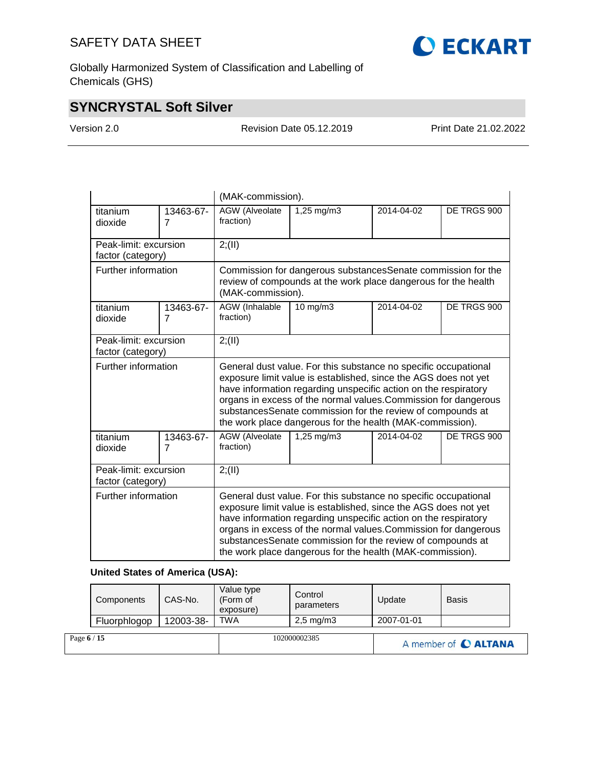| | | (MAK-commission). | | | |
|---|---|---|---|---|---|
| titanium dioxide | 13463-67-7 | AGW (Alveolate fraction) | 1,25 mg/m3 | 2014-04-02 | DE TRGS 900 |
| Peak-limit: excursion factor (category) | | 2;(II) | | | |
| Further information | | Commission for dangerous substancesSenate commission for the review of compounds at the work place dangerous for the health (MAK-commission). | | | |
| titanium dioxide | 13463-67-7 | AGW (Inhalable fraction) | 10 mg/m3 | 2014-04-02 | DE TRGS 900 |
| Peak-limit: excursion factor (category) | | 2;(II) | | | |
| Further information | | General dust value. For this substance no specific occupational exposure limit value is established, since the AGS does not yet have information regarding unspecific action on the respiratory organs in excess of the normal values.Commission for dangerous substancesSenate commission for the review of compounds at the work place dangerous for the health (MAK-commission). | | | |
| titanium dioxide | 13463-67-7 | AGW (Alveolate fraction) | 1,25 mg/m3 | 2014-04-02 | DE TRGS 900 |
| Peak-limit: excursion factor (category) | | 2;(II) | | | |
| Further information | | General dust value. For this substance no specific occupational exposure limit value is established, since the AGS does not yet have information regarding unspecific action on the respiratory organs in excess of the normal values.Commission for dangerous substancesSenate commission for the review of compounds at the work place dangerous for the health (MAK-commission). | | | |

**United States of America (USA):**

| Components | CAS-No. | Value type (Form of exposure) | Control parameters | Update | Basis |
|---|---|---|---|---|---|
| Fluorphlogop | 12003-38- | TWA | 2,5 mg/m3 | 2007-01-01 | |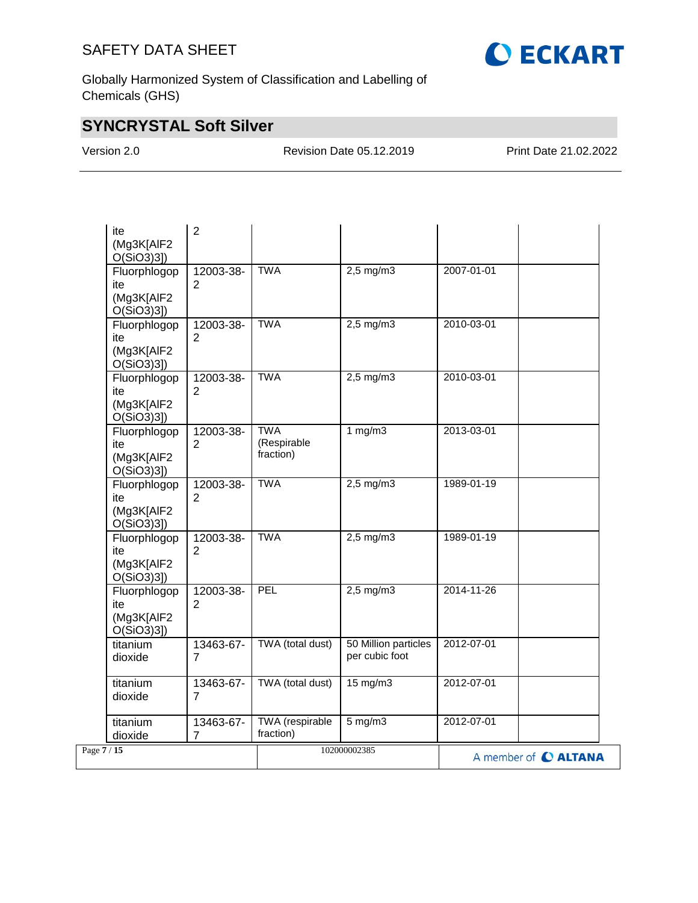| | | | | | |
|---|---|---|---|---|---|
| ite (Mg3K[AlF2 O(SiO3)3]) | 2 | | | | |
| Fluorphlogopite (Mg3K[AlF2 O(SiO3)3]) | 12003-38-2 | TWA | 2,5 mg/m3 | 2007-01-01 | |
| Fluorphlogopite (Mg3K[AlF2 O(SiO3)3]) | 12003-38-2 | TWA | 2,5 mg/m3 | 2010-03-01 | |
| Fluorphlogopite (Mg3K[AlF2 O(SiO3)3]) | 12003-38-2 | TWA | 2,5 mg/m3 | 2010-03-01 | |
| Fluorphlogopite (Mg3K[AlF2 O(SiO3)3]) | 12003-38-2 | TWA (Respirable fraction) | 1 mg/m3 | 2013-03-01 | |
| Fluorphlogopite (Mg3K[AlF2 O(SiO3)3]) | 12003-38-2 | TWA | 2,5 mg/m3 | 1989-01-19 | |
| Fluorphlogopite (Mg3K[AlF2 O(SiO3)3]) | 12003-38-2 | TWA | 2,5 mg/m3 | 1989-01-19 | |
| Fluorphlogopite (Mg3K[AlF2 O(SiO3)3]) | 12003-38-2 | PEL | 2,5 mg/m3 | 2014-11-26 | |
| titanium dioxide | 13463-67-7 | TWA (total dust) | 50 Million particles per cubic foot | 2012-07-01 | |
| titanium dioxide | 13463-67-7 | TWA (total dust) | 15 mg/m3 | 2012-07-01 | |
| titanium dioxide | 13463-67-7 | TWA (respirable fraction) | 5 mg/m3 | 2012-07-01 | |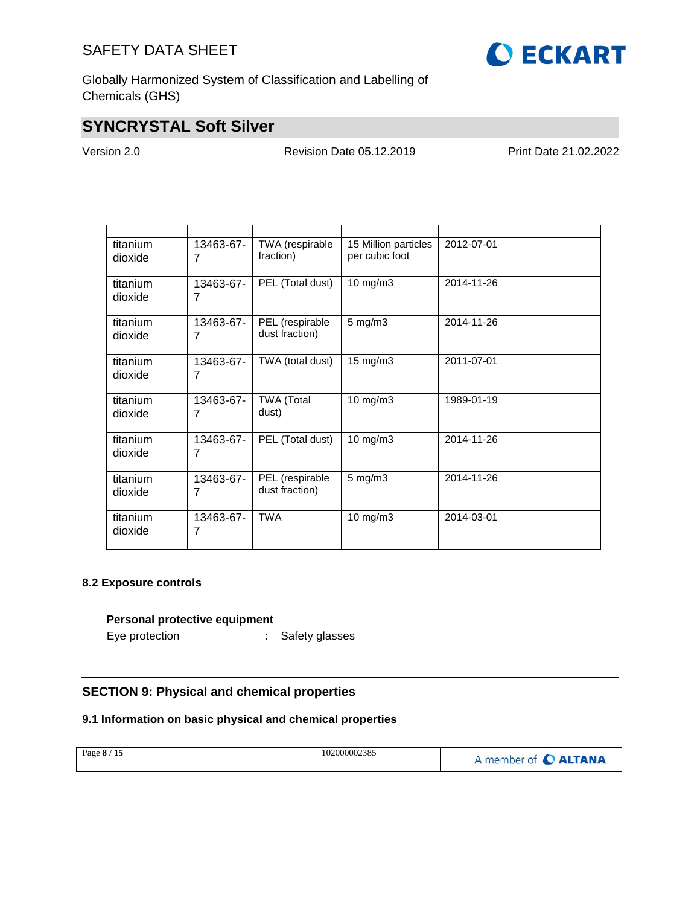| | | | | | |
|---|---|---|---|---|---|
| titanium dioxide | 13463-67-7 | TWA (respirable fraction) | 15 Million particles per cubic foot | 2012-07-01 | |
| titanium dioxide | 13463-67-7 | PEL (Total dust) | 10 mg/m3 | 2014-11-26 | |
| titanium dioxide | 13463-67-7 | PEL (respirable dust fraction) | 5 mg/m3 | 2014-11-26 | |
| titanium dioxide | 13463-67-7 | TWA (total dust) | 15 mg/m3 | 2011-07-01 | |
| titanium dioxide | 13463-67-7 | TWA (Total dust) | 10 mg/m3 | 1989-01-19 | |
| titanium dioxide | 13463-67-7 | PEL (Total dust) | 10 mg/m3 | 2014-11-26 | |
| titanium dioxide | 13463-67-7 | PEL (respirable dust fraction) | 5 mg/m3 | 2014-11-26 | |
| titanium dioxide | 13463-67-7 | TWA | 10 mg/m3 | 2014-03-01 | |

### 8.2 Exposure controls

**Personal protective equipment**

Eye protection : Safety glasses

## SECTION 9: Physical and chemical properties

### 9.1 Information on basic physical and chemical properties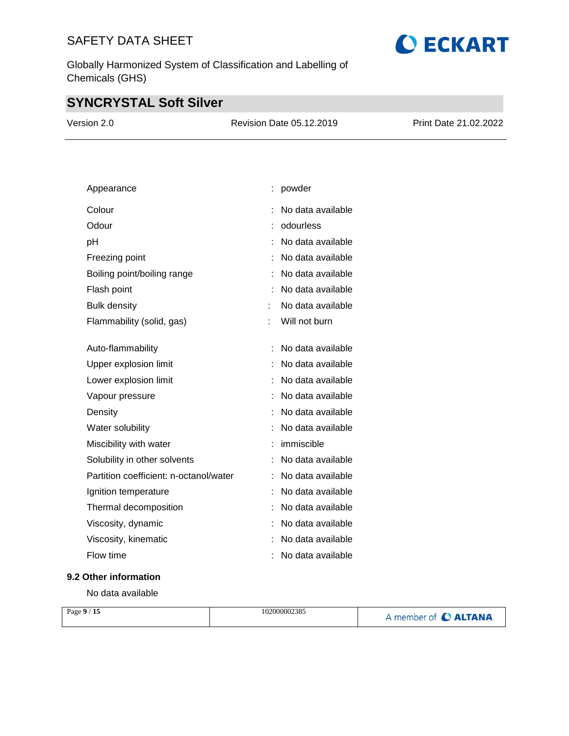| | | |
|---|---|---|
| Appearance | : | powder |
| Colour | : | No data available |
| Odour | : | odourless |
| pH | : | No data available |
| Freezing point | : | No data available |
| Boiling point/boiling range | : | No data available |
| Flash point | : | No data available |
| Bulk density | : | No data available |
| Flammability (solid, gas) | : | Will not burn |
| Auto-flammability | : | No data available |
| Upper explosion limit | : | No data available |
| Lower explosion limit | : | No data available |
| Vapour pressure | : | No data available |
| Density | : | No data available |
| Water solubility | : | No data available |
| Miscibility with water | : | immiscible |
| Solubility in other solvents | : | No data available |
| Partition coefficient: n-octanol/water | : | No data available |
| Ignition temperature | : | No data available |
| Thermal decomposition | : | No data available |
| Viscosity, dynamic | : | No data available |
| Viscosity, kinematic | : | No data available |
| Flow time | : | No data available |

### 9.2 Other information

No data available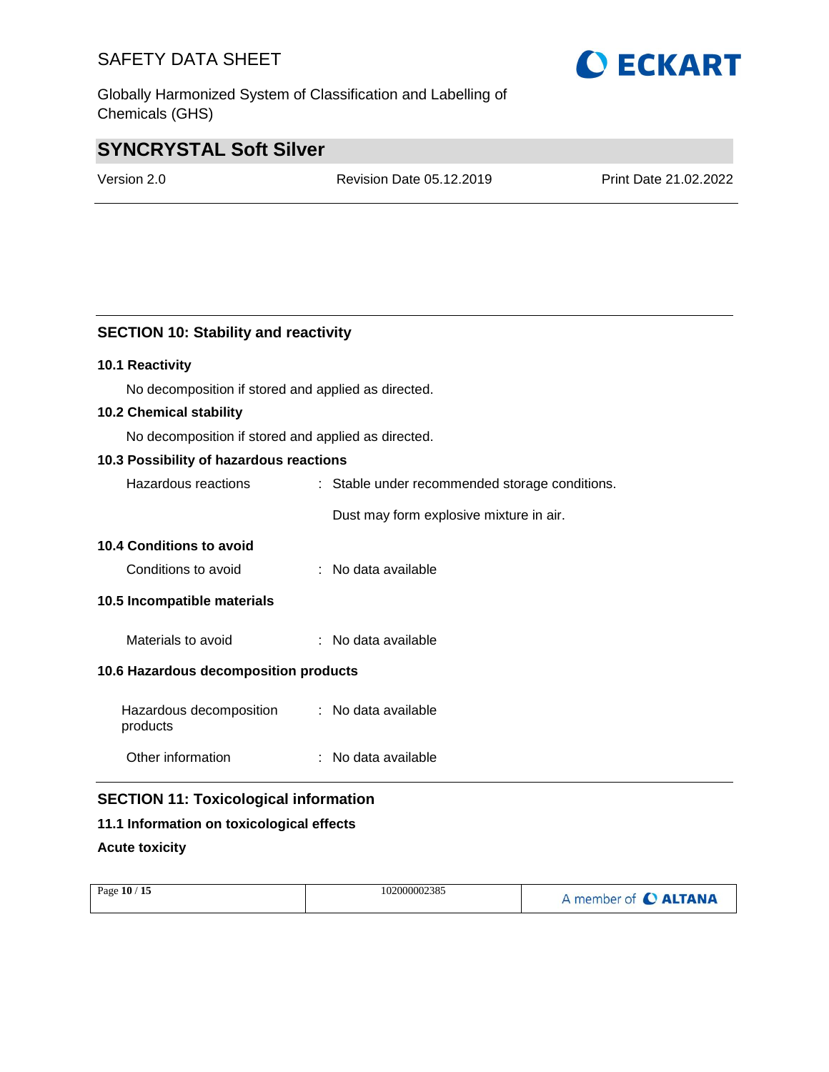## SECTION 10: Stability and reactivity

### 10.1 Reactivity

No decomposition if stored and applied as directed.

### 10.2 Chemical stability

No decomposition if stored and applied as directed.

### 10.3 Possibility of hazardous reactions

Hazardous reactions : Stable under recommended storage conditions.

Dust may form explosive mixture in air.

### 10.4 Conditions to avoid

Conditions to avoid : No data available

### 10.5 Incompatible materials

Materials to avoid : No data available

### 10.6 Hazardous decomposition products

Hazardous decomposition products : No data available

Other information : No data available

## SECTION 11: Toxicological information

### 11.1 Information on toxicological effects

**Acute toxicity**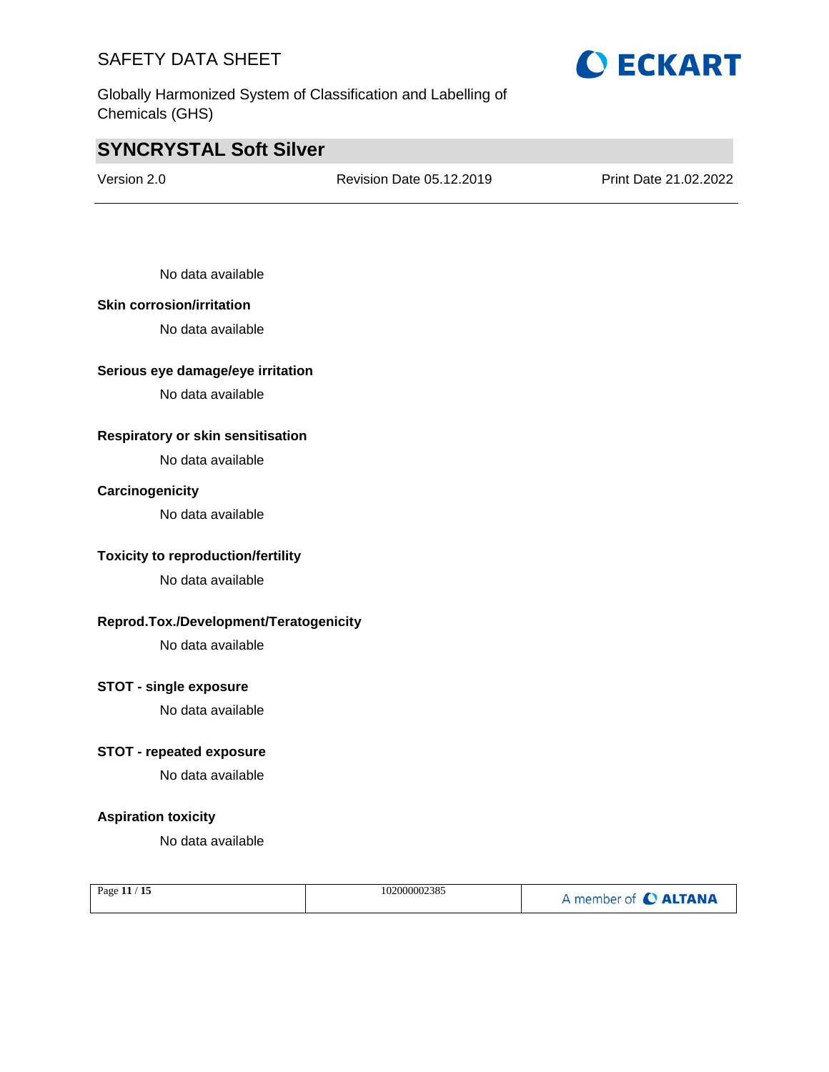No data available

**Skin corrosion/irritation**

No data available

**Serious eye damage/eye irritation**

No data available

**Respiratory or skin sensitisation**

No data available

**Carcinogenicity**

No data available

**Toxicity to reproduction/fertility**

No data available

**Reprod.Tox./Development/Teratogenicity**

No data available

**STOT - single exposure**

No data available

**STOT - repeated exposure**

No data available

**Aspiration toxicity**

No data available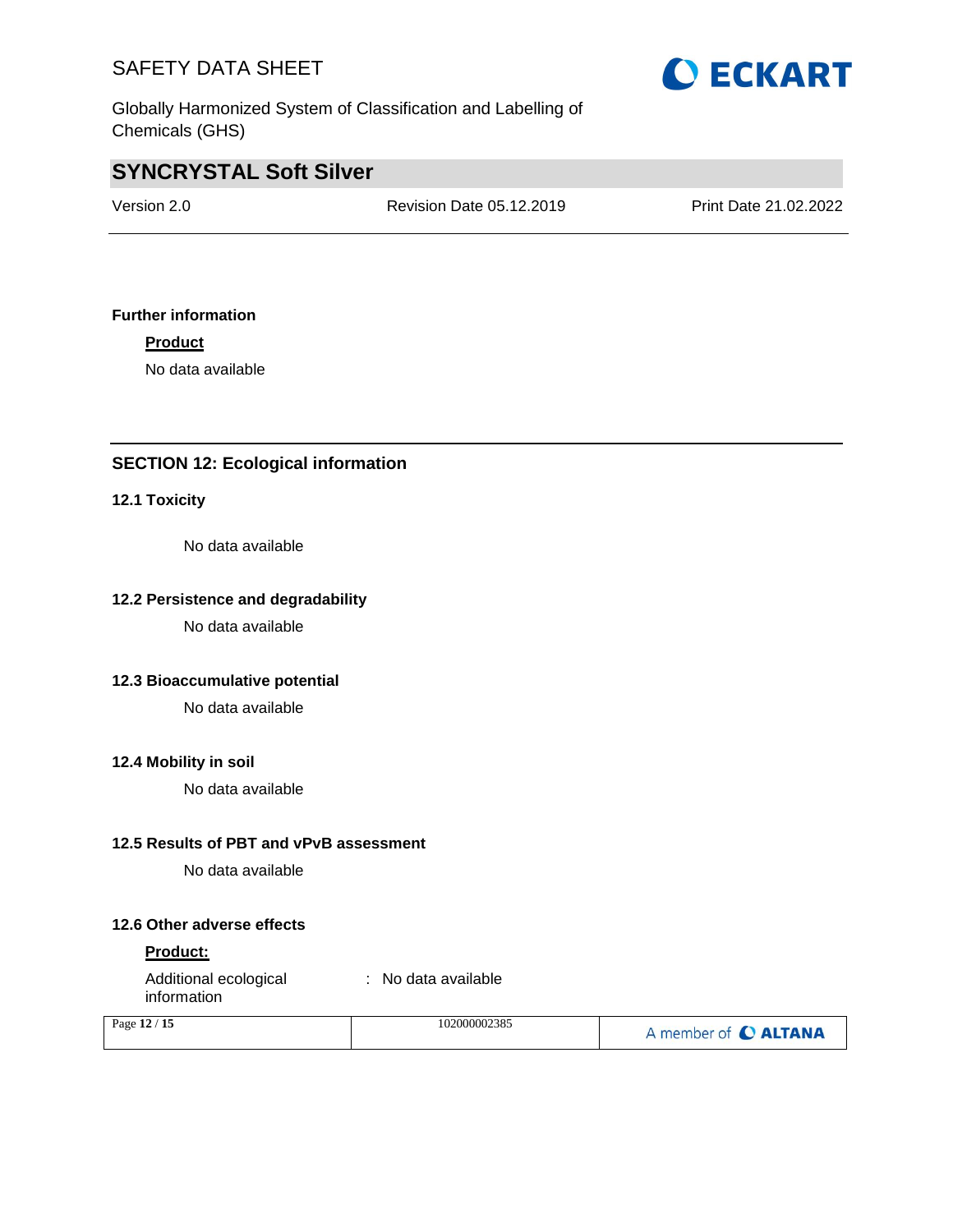**Further information**

**Product**

No data available

## SECTION 12: Ecological information

### 12.1 Toxicity

No data available

### 12.2 Persistence and degradability

No data available

### 12.3 Bioaccumulative potential

No data available

### 12.4 Mobility in soil

No data available

### 12.5 Results of PBT and vPvB assessment

No data available

### 12.6 Other adverse effects

**Product:**

Additional ecological information : No data available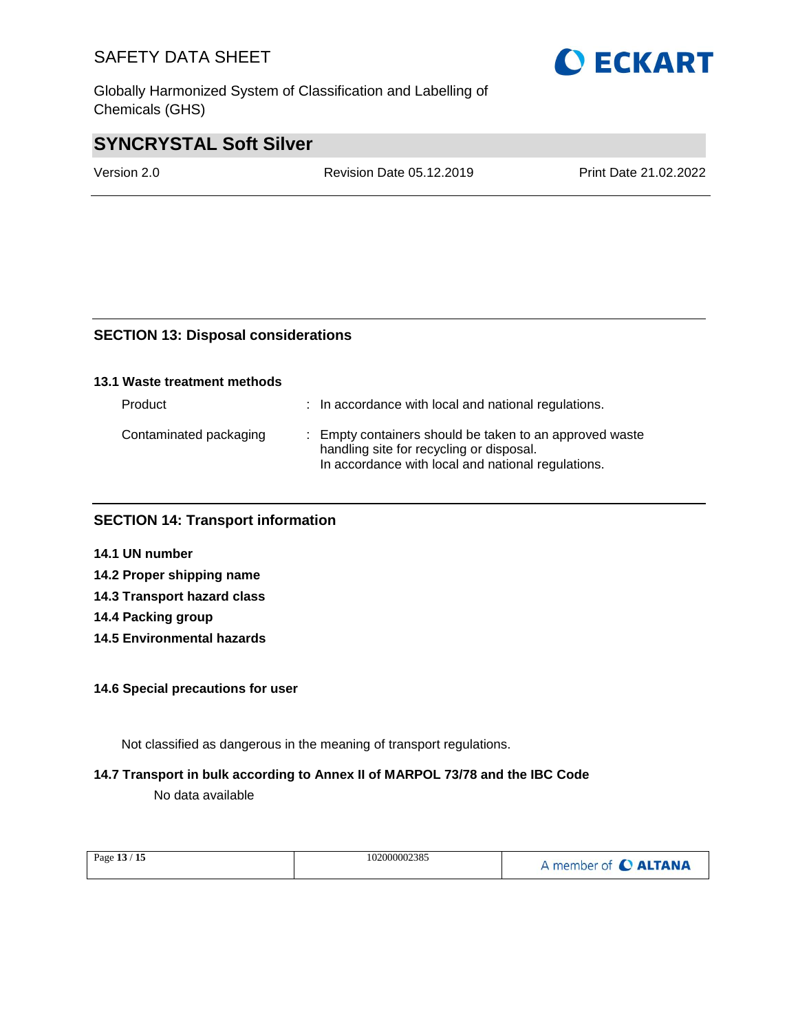## SECTION 13: Disposal considerations

### 13.1 Waste treatment methods

| | |
|---|---|
| Product | : In accordance with local and national regulations. |
| Contaminated packaging | : Empty containers should be taken to an approved waste handling site for recycling or disposal.<br>In accordance with local and national regulations. |

## SECTION 14: Transport information

**14.1 UN number**

**14.2 Proper shipping name**

**14.3 Transport hazard class**

**14.4 Packing group**

**14.5 Environmental hazards**

**14.6 Special precautions for user**

Not classified as dangerous in the meaning of transport regulations.

**14.7 Transport in bulk according to Annex II of MARPOL 73/78 and the IBC Code**

No data available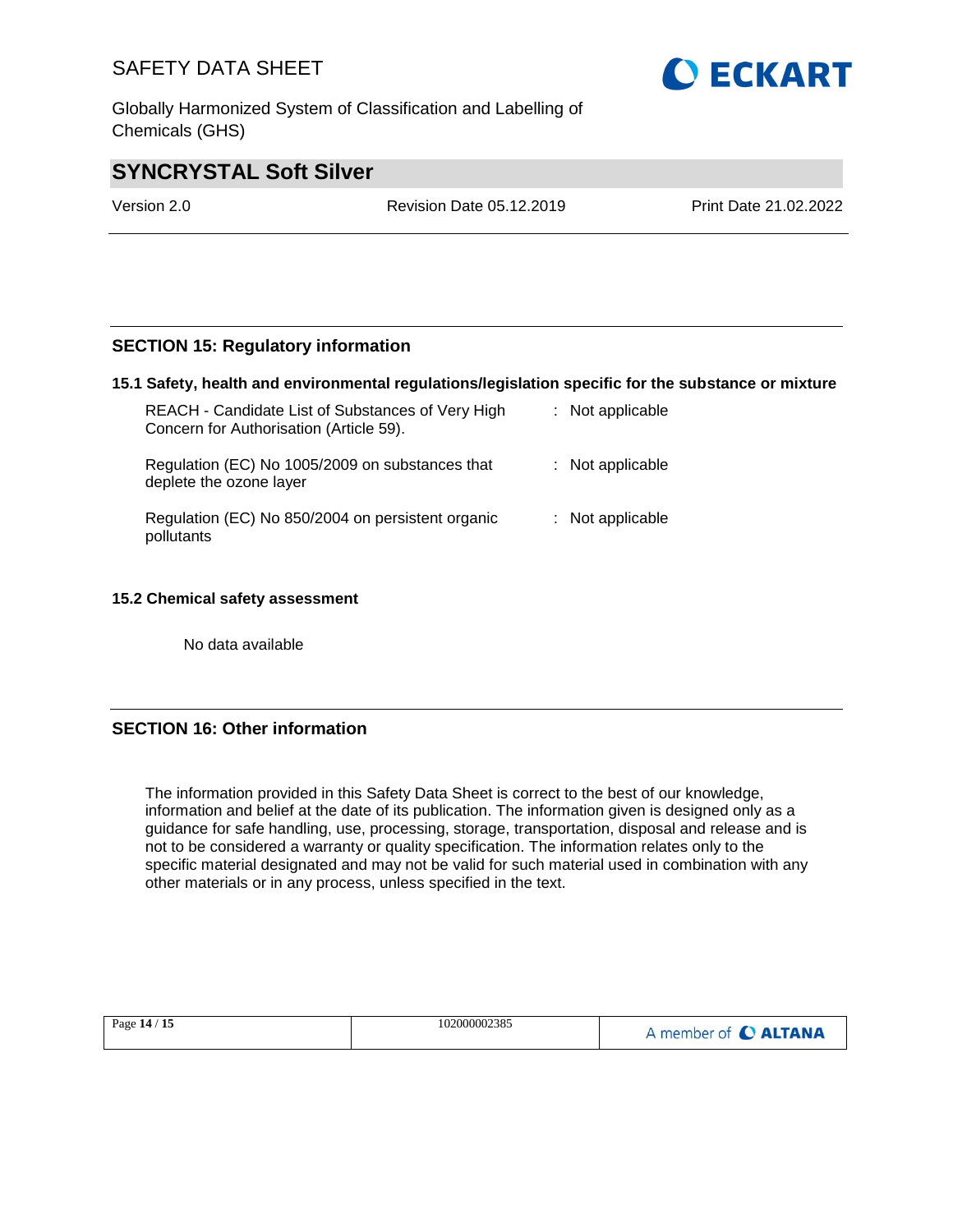## SECTION 15: Regulatory information

### 15.1 Safety, health and environmental regulations/legislation specific for the substance or mixture

| | | |
|---|---|---|
| REACH - Candidate List of Substances of Very High Concern for Authorisation (Article 59). | : | Not applicable |
| Regulation (EC) No 1005/2009 on substances that deplete the ozone layer | : | Not applicable |
| Regulation (EC) No 850/2004 on persistent organic pollutants | : | Not applicable |

### 15.2 Chemical safety assessment

No data available

## SECTION 16: Other information

The information provided in this Safety Data Sheet is correct to the best of our knowledge, information and belief at the date of its publication. The information given is designed only as a guidance for safe handling, use, processing, storage, transportation, disposal and release and is not to be considered a warranty or quality specification. The information relates only to the specific material designated and may not be valid for such material used in combination with any other materials or in any process, unless specified in the text.